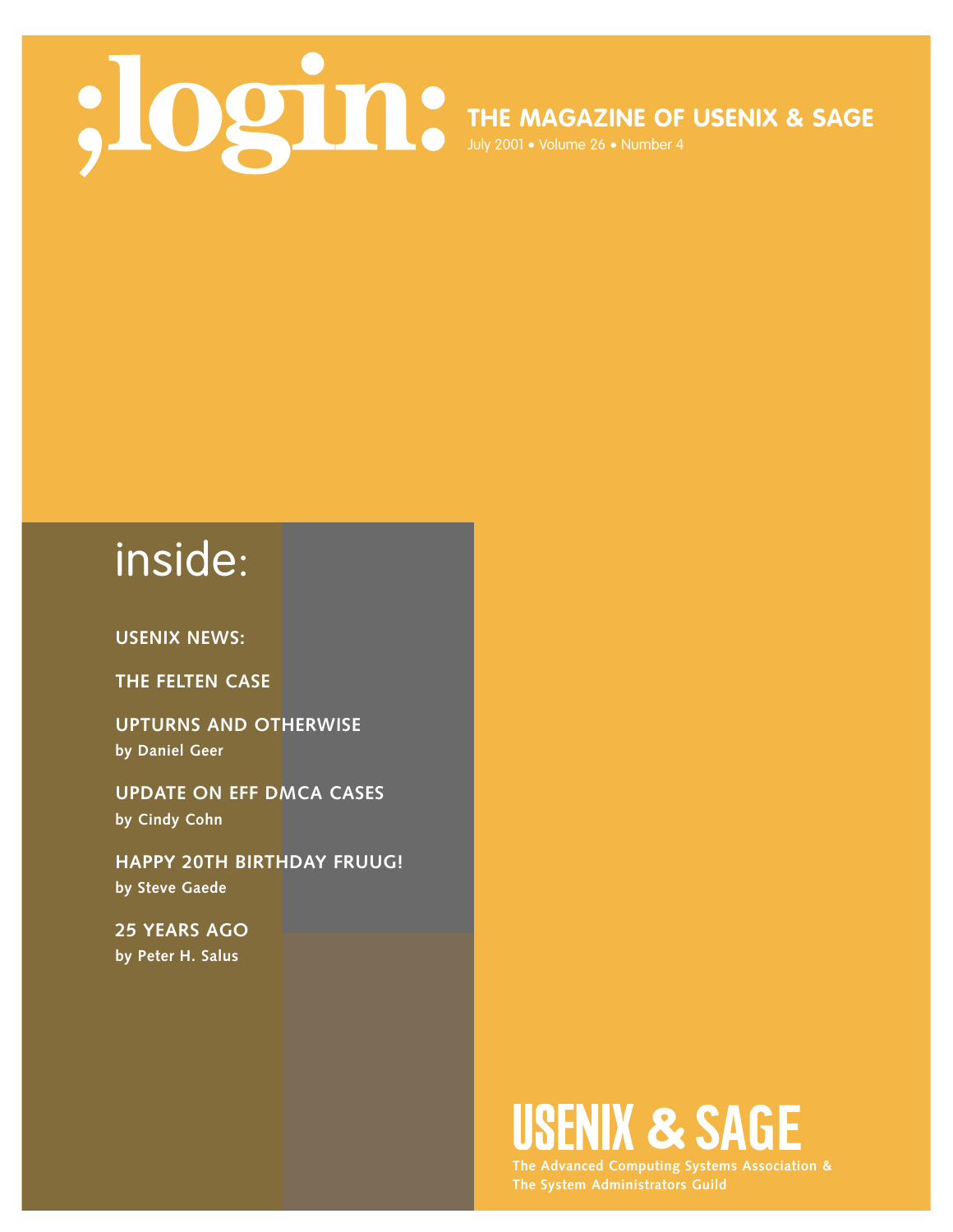# ;login:

## THE MAGAZINE OF USENIX & SAGE

July 2001 • Volume 26 • Number 4

## inside:

**USENIX NEWS:**

**THE FELTEN CASE**

**UPTURNS AND OTHERWISE**
**by Daniel Geer**

**UPDATE ON EFF DMCA CASES**
**by Cindy Cohn**

**HAPPY 20TH BIRTHDAY FRUUG!**
**by Steve Gaede**

**25 YEARS AGO**
**by Peter H. Salus**

# USENIX & SAGE

**The Advanced Computing Systems Association &**
**The System Administrators Guild**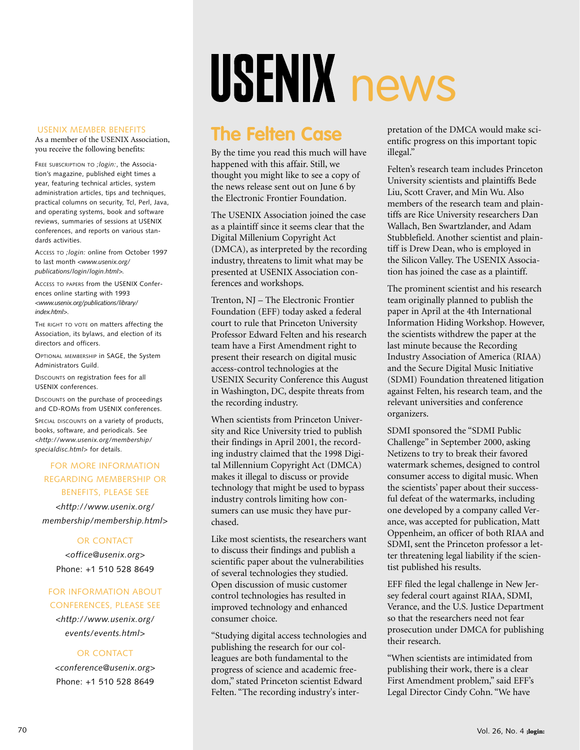# USENIX news

## USENIX MEMBER BENEFITS

As a member of the USENIX Association, you receive the following benefits:

FREE SUBSCRIPTION TO *;login:*, the Association's magazine, published eight times a year, featuring technical articles, system administration articles, tips and techniques, practical columns on security, Tcl, Perl, Java, and operating systems, book and software reviews, summaries of sessions at USENIX conferences, and reports on various standards activities.

ACCESS TO *;login:* online from October 1997 to last month *<www.usenix.org/publications/login/login.html>*.

ACCESS TO PAPERS from the USENIX Conferences online starting with 1993 *<www.usenix.org/publications/library/index.html>*.

THE RIGHT TO VOTE on matters affecting the Association, its bylaws, and election of its directors and officers.

OPTIONAL MEMBERSHIP in SAGE, the System Administrators Guild.

DISCOUNTS on registration fees for all USENIX conferences.

DISCOUNTS on the purchase of proceedings and CD-ROMs from USENIX conferences.

SPECIAL DISCOUNTS on a variety of products, books, software, and periodicals. See *<http://www.usenix.org/membership/specialdisc.html>* for details.

FOR MORE INFORMATION REGARDING MEMBERSHIP OR BENEFITS, PLEASE SEE

*<http://www.usenix.org/membership/membership.html>*

OR CONTACT

*<office@usenix.org>*

Phone: +1 510 528 8649

FOR INFORMATION ABOUT CONFERENCES, PLEASE SEE

*<http://www.usenix.org/events/events.html>*

OR CONTACT

*<conference@usenix.org>*

Phone: +1 510 528 8649

## The Felten Case

By the time you read this much will have happened with this affair. Still, we thought you might like to see a copy of the news release sent out on June 6 by the Electronic Frontier Foundation.

The USENIX Association joined the case as a plaintiff since it seems clear that the Digital Millenium Copyright Act (DMCA), as interpreted by the recording industry, threatens to limit what may be presented at USENIX Association conferences and workshops.

Trenton, NJ – The Electronic Frontier Foundation (EFF) today asked a federal court to rule that Princeton University Professor Edward Felten and his research team have a First Amendment right to present their research on digital music access-control technologies at the USENIX Security Conference this August in Washington, DC, despite threats from the recording industry.

When scientists from Princeton University and Rice University tried to publish their findings in April 2001, the recording industry claimed that the 1998 Digital Millennium Copyright Act (DMCA) makes it illegal to discuss or provide technology that might be used to bypass industry controls limiting how consumers can use music they have purchased.

Like most scientists, the researchers want to discuss their findings and publish a scientific paper about the vulnerabilities of several technologies they studied. Open discussion of music customer control technologies has resulted in improved technology and enhanced consumer choice.

"Studying digital access technologies and publishing the research for our colleagues are both fundamental to the progress of science and academic freedom," stated Princeton scientist Edward Felten. "The recording industry's interpretation of the DMCA would make scientific progress on this important topic illegal."

Felten's research team includes Princeton University scientists and plaintiffs Bede Liu, Scott Craver, and Min Wu. Also members of the research team and plaintiffs are Rice University researchers Dan Wallach, Ben Swartzlander, and Adam Stubblefield. Another scientist and plaintiff is Drew Dean, who is employed in the Silicon Valley. The USENIX Association has joined the case as a plaintiff.

The prominent scientist and his research team originally planned to publish the paper in April at the 4th International Information Hiding Workshop. However, the scientists withdrew the paper at the last minute because the Recording Industry Association of America (RIAA) and the Secure Digital Music Initiative (SDMI) Foundation threatened litigation against Felten, his research team, and the relevant universities and conference organizers.

SDMI sponsored the "SDMI Public Challenge" in September 2000, asking Netizens to try to break their favored watermark schemes, designed to control consumer access to digital music. When the scientists' paper about their successful defeat of the watermarks, including one developed by a company called Verance, was accepted for publication, Matt Oppenheim, an officer of both RIAA and SDMI, sent the Princeton professor a letter threatening legal liability if the scientist published his results.

EFF filed the legal challenge in New Jersey federal court against RIAA, SDMI, Verance, and the U.S. Justice Department so that the researchers need not fear prosecution under DMCA for publishing their research.

"When scientists are intimidated from publishing their work, there is a clear First Amendment problem," said EFF's Legal Director Cindy Cohn. "We have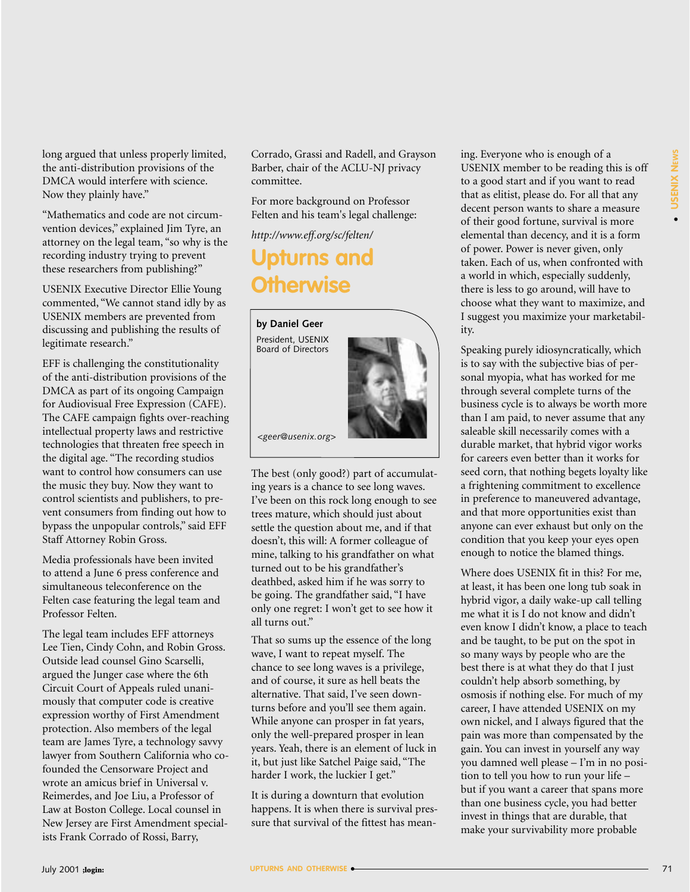long argued that unless properly limited, the anti-distribution provisions of the DMCA would interfere with science. Now they plainly have."

"Mathematics and code are not circumvention devices," explained Jim Tyre, an attorney on the legal team, "so why is the recording industry trying to prevent these researchers from publishing?"

USENIX Executive Director Ellie Young commented, "We cannot stand idly by as USENIX members are prevented from discussing and publishing the results of legitimate research."

EFF is challenging the constitutionality of the anti-distribution provisions of the DMCA as part of its ongoing Campaign for Audiovisual Free Expression (CAFE). The CAFE campaign fights over-reaching intellectual property laws and restrictive technologies that threaten free speech in the digital age. "The recording studios want to control how consumers can use the music they buy. Now they want to control scientists and publishers, to prevent consumers from finding out how to bypass the unpopular controls," said EFF Staff Attorney Robin Gross.

Media professionals have been invited to attend a June 6 press conference and simultaneous teleconference on the Felten case featuring the legal team and Professor Felten.

The legal team includes EFF attorneys Lee Tien, Cindy Cohn, and Robin Gross. Outside lead counsel Gino Scarselli, argued the Junger case where the 6th Circuit Court of Appeals ruled unanimously that computer code is creative expression worthy of First Amendment protection. Also members of the legal team are James Tyre, a technology savvy lawyer from Southern California who co-founded the Censorware Project and wrote an amicus brief in Universal v. Reimerdes, and Joe Liu, a Professor of Law at Boston College. Local counsel in New Jersey are First Amendment specialists Frank Corrado of Rossi, Barry, Corrado, Grassi and Radell, and Grayson Barber, chair of the ACLU-NJ privacy committee.

For more background on Professor Felten and his team's legal challenge:

*http://www.eff.org/sc/felten/*

## Upturns and Otherwise

**by Daniel Geer**

President, USENIX Board of Directors

*<geer@usenix.org>*

The best (only good?) part of accumulating years is a chance to see long waves. I've been on this rock long enough to see trees mature, which should just about settle the question about me, and if that doesn't, this will: A former colleague of mine, talking to his grandfather on what turned out to be his grandfather's deathbed, asked him if he was sorry to be going. The grandfather said, "I have only one regret: I won't get to see how it all turns out."

That so sums up the essence of the long wave, I want to repeat myself. The chance to see long waves is a privilege, and of course, it sure as hell beats the alternative. That said, I've seen downturns before and you'll see them again. While anyone can prosper in fat years, only the well-prepared prosper in lean years. Yeah, there is an element of luck in it, but just like Satchel Paige said, "The harder I work, the luckier I get."

It is during a downturn that evolution happens. It is when there is survival pressure that survival of the fittest has meaning. Everyone who is enough of a USENIX member to be reading this is off to a good start and if you want to read that as elitist, please do. For all that any decent person wants to share a measure of their good fortune, survival is more elemental than decency, and it is a form of power. Power is never given, only taken. Each of us, when confronted with a world in which, especially suddenly, there is less to go around, will have to choose what they want to maximize, and I suggest you maximize your marketability.

Speaking purely idiosyncratically, which is to say with the subjective bias of personal myopia, what has worked for me through several complete turns of the business cycle is to always be worth more than I am paid, to never assume that any saleable skill necessarily comes with a durable market, that hybrid vigor works for careers even better than it works for seed corn, that nothing begets loyalty like a frightening commitment to excellence in preference to maneuvered advantage, and that more opportunities exist than anyone can ever exhaust but only on the condition that you keep your eyes open enough to notice the blamed things.

Where does USENIX fit in this? For me, at least, it has been one long tub soak in hybrid vigor, a daily wake-up call telling me what it is I do not know and didn't even know I didn't know, a place to teach and be taught, to be put on the spot in so many ways by people who are the best there is at what they do that I just couldn't help absorb something, by osmosis if nothing else. For much of my career, I have attended USENIX on my own nickel, and I always figured that the pain was more than compensated by the gain. You can invest in yourself any way you damned well please – I'm in no position to tell you how to run your life – but if you want a career that spans more than one business cycle, you had better invest in things that are durable, that make your survivability more probable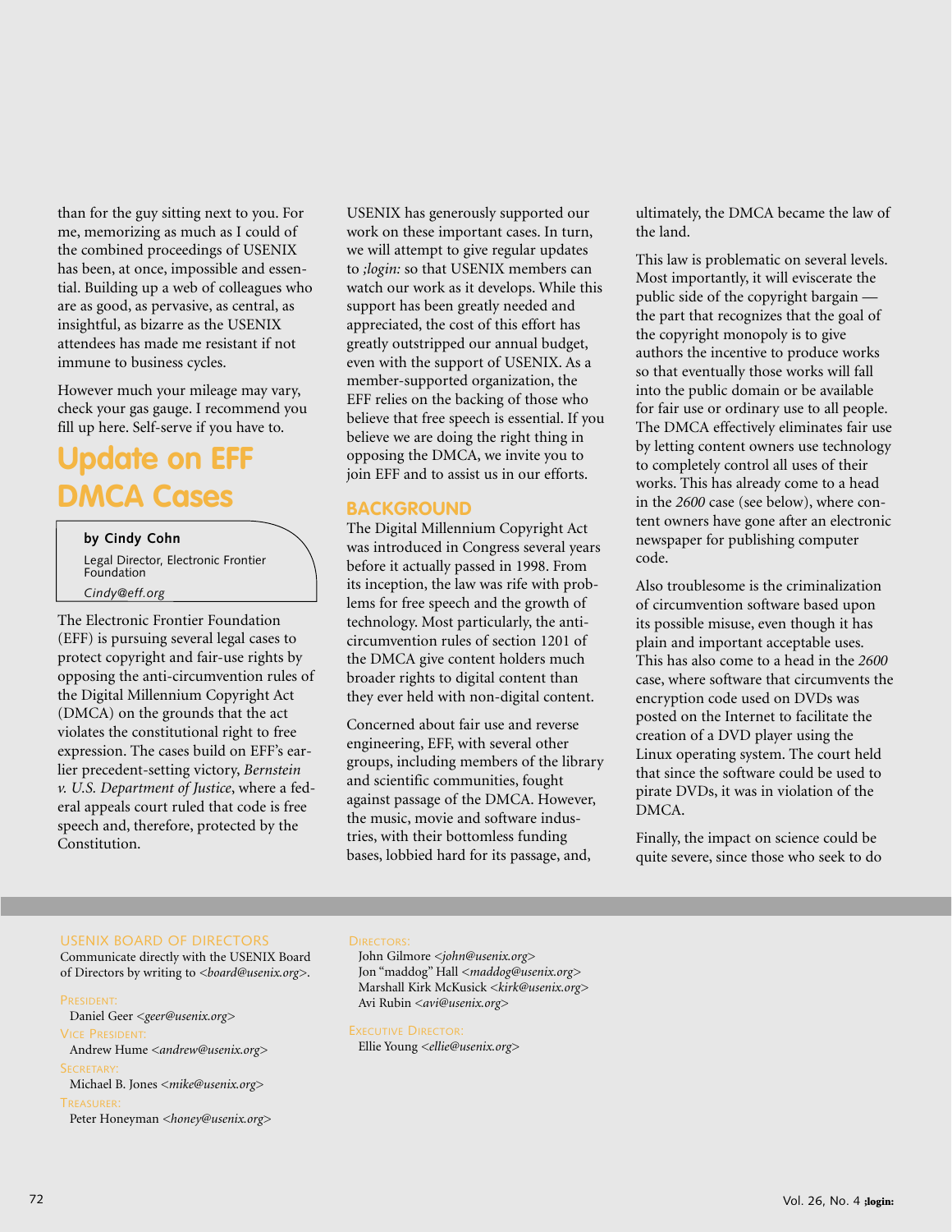than for the guy sitting next to you. For me, memorizing as much as I could of the combined proceedings of USENIX has been, at once, impossible and essential. Building up a web of colleagues who are as good, as pervasive, as central, as insightful, as bizarre as the USENIX attendees has made me resistant if not immune to business cycles.

However much your mileage may vary, check your gas gauge. I recommend you fill up here. Self-serve if you have to.

# Update on EFF DMCA Cases

**by Cindy Cohn**

Legal Director, Electronic Frontier Foundation

*Cindy@eff.org*

The Electronic Frontier Foundation (EFF) is pursuing several legal cases to protect copyright and fair-use rights by opposing the anti-circumvention rules of the Digital Millennium Copyright Act (DMCA) on the grounds that the act violates the constitutional right to free expression. The cases build on EFF's earlier precedent-setting victory, *Bernstein v. U.S. Department of Justice*, where a federal appeals court ruled that code is free speech and, therefore, protected by the Constitution.

USENIX has generously supported our work on these important cases. In turn, we will attempt to give regular updates to *;login:* so that USENIX members can watch our work as it develops. While this support has been greatly needed and appreciated, the cost of this effort has greatly outstripped our annual budget, even with the support of USENIX. As a member-supported organization, the EFF relies on the backing of those who believe that free speech is essential. If you believe we are doing the right thing in opposing the DMCA, we invite you to join EFF and to assist us in our efforts.

## BACKGROUND

The Digital Millennium Copyright Act was introduced in Congress several years before it actually passed in 1998. From its inception, the law was rife with problems for free speech and the growth of technology. Most particularly, the anti-circumvention rules of section 1201 of the DMCA give content holders much broader rights to digital content than they ever held with non-digital content.

Concerned about fair use and reverse engineering, EFF, with several other groups, including members of the library and scientific communities, fought against passage of the DMCA. However, the music, movie and software industries, with their bottomless funding bases, lobbied hard for its passage, and, ultimately, the DMCA became the law of the land.

This law is problematic on several levels. Most importantly, it will eviscerate the public side of the copyright bargain — the part that recognizes that the goal of the copyright monopoly is to give authors the incentive to produce works so that eventually those works will fall into the public domain or be available for fair use or ordinary use to all people. The DMCA effectively eliminates fair use by letting content owners use technology to completely control all uses of their works. This has already come to a head in the *2600* case (see below), where content owners have gone after an electronic newspaper for publishing computer code.

Also troublesome is the criminalization of circumvention software based upon its possible misuse, even though it has plain and important acceptable uses. This has also come to a head in the *2600* case, where software that circumvents the encryption code used on DVDs was posted on the Internet to facilitate the creation of a DVD player using the Linux operating system. The court held that since the software could be used to pirate DVDs, it was in violation of the DMCA.

Finally, the impact on science could be quite severe, since those who seek to do

---

USENIX BOARD OF DIRECTORS

Communicate directly with the USENIX Board of Directors by writing to <*board@usenix.org*>.

PRESIDENT:
Daniel Geer <*geer@usenix.org*>

VICE PRESIDENT:
Andrew Hume <*andrew@usenix.org*>

SECRETARY:
Michael B. Jones <*mike@usenix.org*>

TREASURER:
Peter Honeyman <*honey@usenix.org*>

DIRECTORS:
John Gilmore <*john@usenix.org*>
Jon "maddog" Hall <*maddog@usenix.org*>
Marshall Kirk McKusick <*kirk@usenix.org*>
Avi Rubin <*avi@usenix.org*>

EXECUTIVE DIRECTOR:
Ellie Young <*ellie@usenix.org*>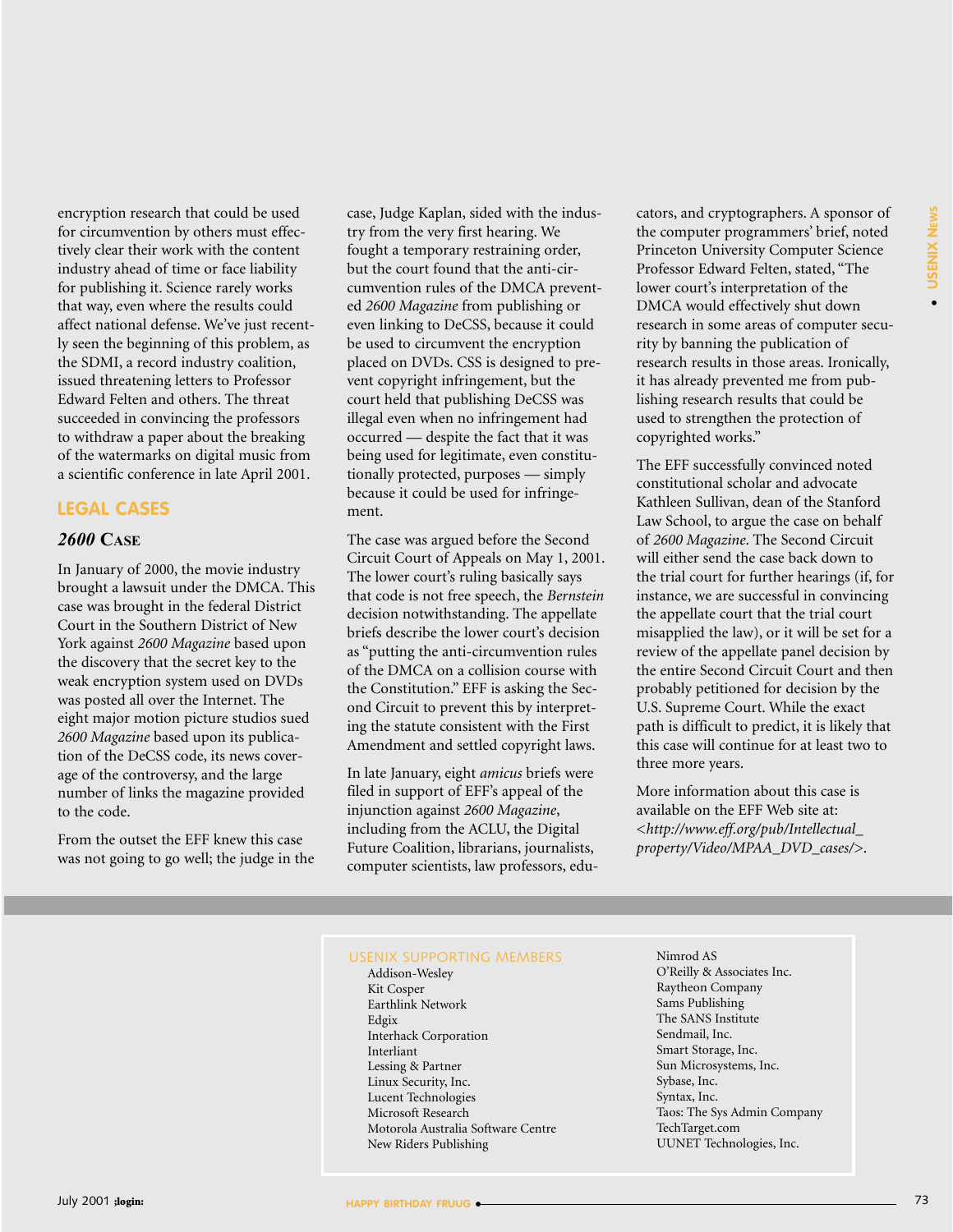encryption research that could be used for circumvention by others must effectively clear their work with the content industry ahead of time or face liability for publishing it. Science rarely works that way, even where the results could affect national defense. We've just recently seen the beginning of this problem, as the SDMI, a record industry coalition, issued threatening letters to Professor Edward Felten and others. The threat succeeded in convincing the professors to withdraw a paper about the breaking of the watermarks on digital music from a scientific conference in late April 2001.

## LEGAL CASES

### *2600* Case

In January of 2000, the movie industry brought a lawsuit under the DMCA. This case was brought in the federal District Court in the Southern District of New York against *2600 Magazine* based upon the discovery that the secret key to the weak encryption system used on DVDs was posted all over the Internet. The eight major motion picture studios sued *2600 Magazine* based upon its publication of the DeCSS code, its news coverage of the controversy, and the large number of links the magazine provided to the code.

From the outset the EFF knew this case was not going to go well; the judge in the case, Judge Kaplan, sided with the industry from the very first hearing. We fought a temporary restraining order, but the court found that the anti-circumvention rules of the DMCA prevented *2600 Magazine* from publishing or even linking to DeCSS, because it could be used to circumvent the encryption placed on DVDs. CSS is designed to prevent copyright infringement, but the court held that publishing DeCSS was illegal even when no infringement had occurred — despite the fact that it was being used for legitimate, even constitutionally protected, purposes — simply because it could be used for infringement.

The case was argued before the Second Circuit Court of Appeals on May 1, 2001. The lower court's ruling basically says that code is not free speech, the *Bernstein* decision notwithstanding. The appellate briefs describe the lower court's decision as "putting the anti-circumvention rules of the DMCA on a collision course with the Constitution." EFF is asking the Second Circuit to prevent this by interpreting the statute consistent with the First Amendment and settled copyright laws.

In late January, eight *amicus* briefs were filed in support of EFF's appeal of the injunction against *2600 Magazine*, including from the ACLU, the Digital Future Coalition, librarians, journalists, computer scientists, law professors, educators, and cryptographers. A sponsor of the computer programmers' brief, noted Princeton University Computer Science Professor Edward Felten, stated, "The lower court's interpretation of the DMCA would effectively shut down research in some areas of computer security by banning the publication of research results in those areas. Ironically, it has already prevented me from publishing research results that could be used to strengthen the protection of copyrighted works."

The EFF successfully convinced noted constitutional scholar and advocate Kathleen Sullivan, dean of the Stanford Law School, to argue the case on behalf of *2600 Magazine*. The Second Circuit will either send the case back down to the trial court for further hearings (if, for instance, we are successful in convincing the appellate court that the trial court misapplied the law), or it will be set for a review of the appellate panel decision by the entire Second Circuit Court and then probably petitioned for decision by the U.S. Supreme Court. While the exact path is difficult to predict, it is likely that this case will continue for at least two to three more years.

More information about this case is available on the EFF Web site at: *<http://www.eff.org/pub/Intellectual_property/Video/MPAA_DVD_cases/>*.

---

**USENIX SUPPORTING MEMBERS**

- Addison-Wesley
- Kit Cosper
- Earthlink Network
- Edgix
- Interhack Corporation
- Interliant
- Lessing & Partner
- Linux Security, Inc.
- Lucent Technologies
- Microsoft Research
- Motorola Australia Software Centre
- New Riders Publishing
- Nimrod AS
- O'Reilly & Associates Inc.
- Raytheon Company
- Sams Publishing
- The SANS Institute
- Sendmail, Inc.
- Smart Storage, Inc.
- Sun Microsystems, Inc.
- Sybase, Inc.
- Syntax, Inc.
- Taos: The Sys Admin Company
- TechTarget.com
- UUNET Technologies, Inc.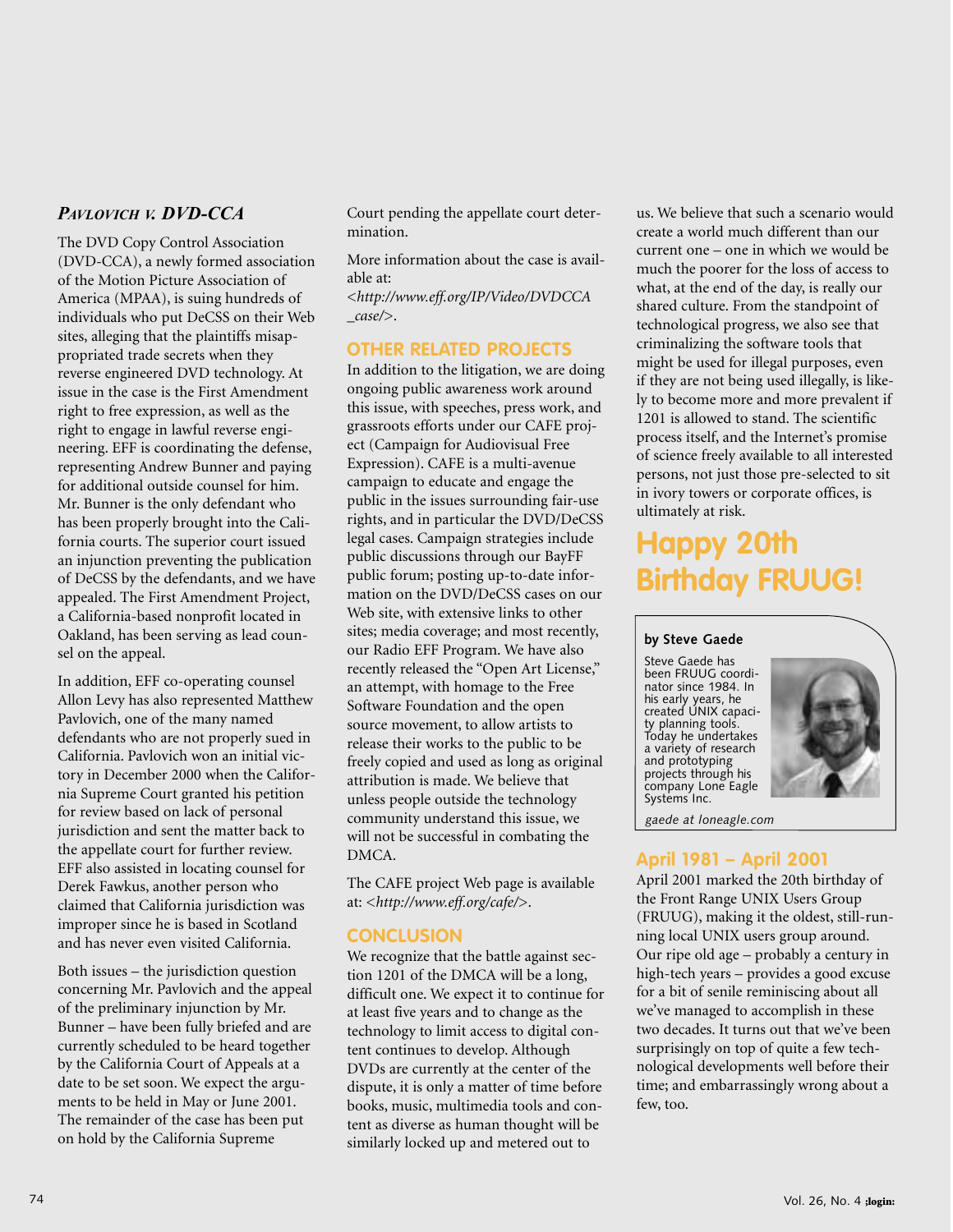### *Pavlovich v. DVD-CCA*

The DVD Copy Control Association (DVD-CCA), a newly formed association of the Motion Picture Association of America (MPAA), is suing hundreds of individuals who put DeCSS on their Web sites, alleging that the plaintiffs misappropriated trade secrets when they reverse engineered DVD technology. At issue in the case is the First Amendment right to free expression, as well as the right to engage in lawful reverse engineering. EFF is coordinating the defense, representing Andrew Bunner and paying for additional outside counsel for him. Mr. Bunner is the only defendant who has been properly brought into the California courts. The superior court issued an injunction preventing the publication of DeCSS by the defendants, and we have appealed. The First Amendment Project, a California-based nonprofit located in Oakland, has been serving as lead counsel on the appeal.

In addition, EFF co-operating counsel Allon Levy has also represented Matthew Pavlovich, one of the many named defendants who are not properly sued in California. Pavlovich won an initial victory in December 2000 when the California Supreme Court granted his petition for review based on lack of personal jurisdiction and sent the matter back to the appellate court for further review. EFF also assisted in locating counsel for Derek Fawkus, another person who claimed that California jurisdiction was improper since he is based in Scotland and has never even visited California.

Both issues – the jurisdiction question concerning Mr. Pavlovich and the appeal of the preliminary injunction by Mr. Bunner – have been fully briefed and are currently scheduled to be heard together by the California Court of Appeals at a date to be set soon. We expect the arguments to be held in May or June 2001. The remainder of the case has been put on hold by the California Supreme Court pending the appellate court determination.

More information about the case is available at: *<http://www.eff.org/IP/Video/DVDCCA_case/>*.

### OTHER RELATED PROJECTS

In addition to the litigation, we are doing ongoing public awareness work around this issue, with speeches, press work, and grassroots efforts under our CAFE project (Campaign for Audiovisual Free Expression). CAFE is a multi-avenue campaign to educate and engage the public in the issues surrounding fair-use rights, and in particular the DVD/DeCSS legal cases. Campaign strategies include public discussions through our BayFF public forum; posting up-to-date information on the DVD/DeCSS cases on our Web site, with extensive links to other sites; media coverage; and most recently, our Radio EFF Program. We have also recently released the "Open Art License," an attempt, with homage to the Free Software Foundation and the open source movement, to allow artists to release their works to the public to be freely copied and used as long as original attribution is made. We believe that unless people outside the technology community understand this issue, we will not be successful in combating the DMCA.

The CAFE project Web page is available at: *<http://www.eff.org/cafe/>*.

### CONCLUSION

We recognize that the battle against section 1201 of the DMCA will be a long, difficult one. We expect it to continue for at least five years and to change as the technology to limit access to digital content continues to develop. Although DVDs are currently at the center of the dispute, it is only a matter of time before books, music, multimedia tools and content as diverse as human thought will be similarly locked up and metered out to us. We believe that such a scenario would create a world much different than our current one – one in which we would be much the poorer for the loss of access to what, at the end of the day, is really our shared culture. From the standpoint of technological progress, we also see that criminalizing the software tools that might be used for illegal purposes, even if they are not being used illegally, is likely to become more and more prevalent if 1201 is allowed to stand. The scientific process itself, and the Internet's promise of science freely available to all interested persons, not just those pre-selected to sit in ivory towers or corporate offices, is ultimately at risk.

# Happy 20th Birthday FRUUG!

**by Steve Gaede**

Steve Gaede has been FRUUG coordinator since 1984. In his early years, he created UNIX capacity planning tools. Today he undertakes a variety of research and prototyping projects through his company Lone Eagle Systems Inc.

*gaede at loneagle.com*

### April 1981 – April 2001

April 2001 marked the 20th birthday of the Front Range UNIX Users Group (FRUUG), making it the oldest, still-running local UNIX users group around. Our ripe old age – probably a century in high-tech years – provides a good excuse for a bit of senile reminiscing about all we've managed to accomplish in these two decades. It turns out that we've been surprisingly on top of quite a few technological developments well before their time; and embarrassingly wrong about a few, too.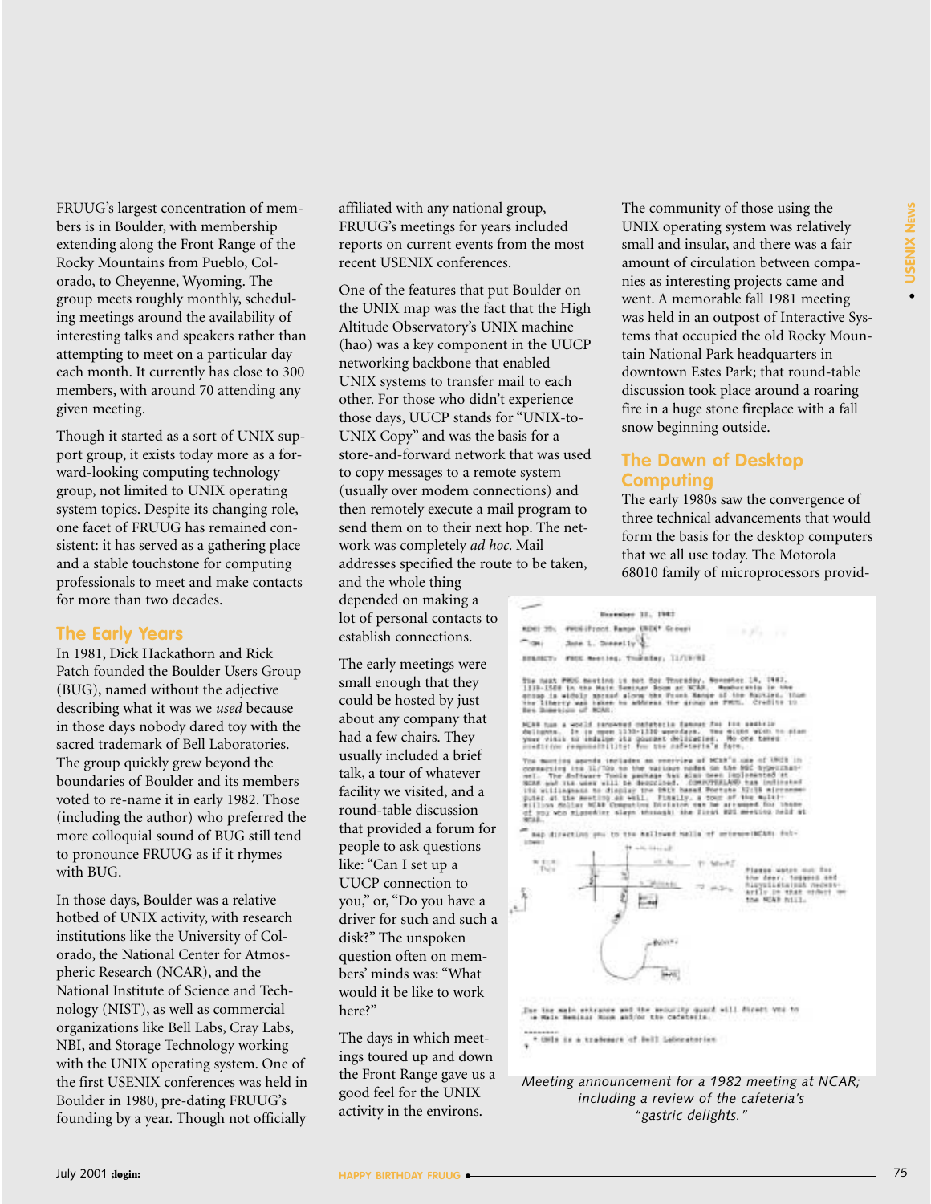FRUUG's largest concentration of members is in Boulder, with membership extending along the Front Range of the Rocky Mountains from Pueblo, Colorado, to Cheyenne, Wyoming. The group meets roughly monthly, scheduling meetings around the availability of interesting talks and speakers rather than attempting to meet on a particular day each month. It currently has close to 300 members, with around 70 attending any given meeting.

Though it started as a sort of UNIX support group, it exists today more as a forward-looking computing technology group, not limited to UNIX operating system topics. Despite its changing role, one facet of FRUUG has remained consistent: it has served as a gathering place and a stable touchstone for computing professionals to meet and make contacts for more than two decades.

## The Early Years

In 1981, Dick Hackathorn and Rick Patch founded the Boulder Users Group (BUG), named without the adjective describing what it was we *used* because in those days nobody dared toy with the sacred trademark of Bell Laboratories. The group quickly grew beyond the boundaries of Boulder and its members voted to re-name it in early 1982. Those (including the author) who preferred the more colloquial sound of BUG still tend to pronounce FRUUG as if it rhymes with BUG.

In those days, Boulder was a relative hotbed of UNIX activity, with research institutions like the University of Colorado, the National Center for Atmospheric Research (NCAR), and the National Institute of Science and Technology (NIST), as well as commercial organizations like Bell Labs, Cray Labs, NBI, and Storage Technology working with the UNIX operating system. One of the first USENIX conferences was held in Boulder in 1980, pre-dating FRUUG's founding by a year. Though not officially affiliated with any national group, FRUUG's meetings for years included reports on current events from the most recent USENIX conferences.

One of the features that put Boulder on the UNIX map was the fact that the High Altitude Observatory's UNIX machine (hao) was a key component in the UUCP networking backbone that enabled UNIX systems to transfer mail to each other. For those who didn't experience those days, UUCP stands for "UNIX-to-UNIX Copy" and was the basis for a store-and-forward network that was used to copy messages to a remote system (usually over modem connections) and then remotely execute a mail program to send them on to their next hop. The network was completely *ad hoc*. Mail addresses specified the route to be taken, and the whole thing depended on making a lot of personal contacts to establish connections.

The early meetings were small enough that they could be hosted by just about any company that had a few chairs. They usually included a brief talk, a tour of whatever facility we visited, and a round-table discussion that provided a forum for people to ask questions like: "Can I set up a UUCP connection to you," or, "Do you have a driver for such and such a disk?" The unspoken question often on members' minds was: "What would it be like to work here?"

The days in which meetings toured up and down the Front Range gave us a good feel for the UNIX activity in the environs. The community of those using the UNIX operating system was relatively small and insular, and there was a fair amount of circulation between companies as interesting projects came and went. A memorable fall 1981 meeting was held in an outpost of Interactive Systems that occupied the old Rocky Mountain National Park headquarters in downtown Estes Park; that round-table discussion took place around a roaring fire in a huge stone fireplace with a fall snow beginning outside.

## The Dawn of Desktop Computing

The early 1980s saw the convergence of three technical advancements that would form the basis for the desktop computers that we all use today. The Motorola 68010 family of microprocessors provid-

Meeting announcement for a 1982 meeting at NCAR; including a review of the cafeteria's "gastric delights."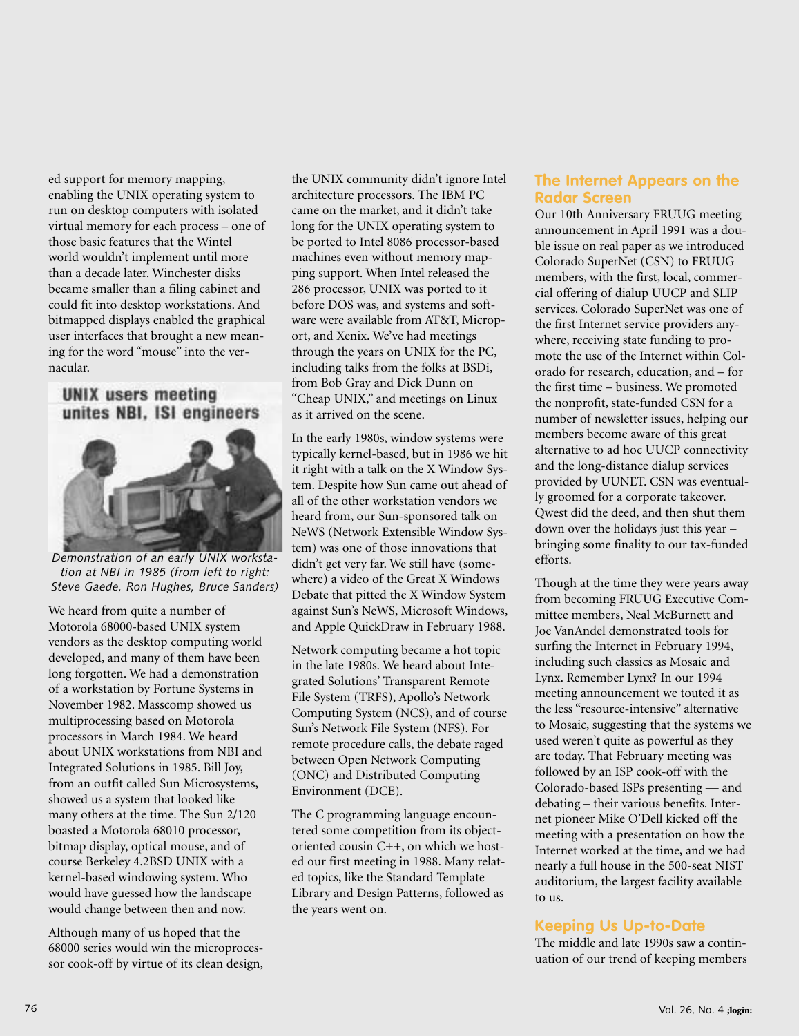ed support for memory mapping, enabling the UNIX operating system to run on desktop computers with isolated virtual memory for each process – one of those basic features that the Wintel world wouldn't implement until more than a decade later. Winchester disks became smaller than a filing cabinet and could fit into desktop workstations. And bitmapped displays enabled the graphical user interfaces that brought a new meaning for the word "mouse" into the vernacular.

**UNIX users meeting unites NBI, ISI engineers**

*Demonstration of an early UNIX workstation at NBI in 1985 (from left to right: Steve Gaede, Ron Hughes, Bruce Sanders)*

We heard from quite a number of Motorola 68000-based UNIX system vendors as the desktop computing world developed, and many of them have been long forgotten. We had a demonstration of a workstation by Fortune Systems in November 1982. Masscomp showed us multiprocessing based on Motorola processors in March 1984. We heard about UNIX workstations from NBI and Integrated Solutions in 1985. Bill Joy, from an outfit called Sun Microsystems, showed us a system that looked like many others at the time. The Sun 2/120 boasted a Motorola 68010 processor, bitmap display, optical mouse, and of course Berkeley 4.2BSD UNIX with a kernel-based windowing system. Who would have guessed how the landscape would change between then and now.

Although many of us hoped that the 68000 series would win the microprocessor cook-off by virtue of its clean design, the UNIX community didn't ignore Intel architecture processors. The IBM PC came on the market, and it didn't take long for the UNIX operating system to be ported to Intel 8086 processor-based machines even without memory mapping support. When Intel released the 286 processor, UNIX was ported to it before DOS was, and systems and software were available from AT&T, Microport, and Xenix. We've had meetings through the years on UNIX for the PC, including talks from the folks at BSDi, from Bob Gray and Dick Dunn on "Cheap UNIX," and meetings on Linux as it arrived on the scene.

In the early 1980s, window systems were typically kernel-based, but in 1986 we hit it right with a talk on the X Window System. Despite how Sun came out ahead of all of the other workstation vendors we heard from, our Sun-sponsored talk on NeWS (Network Extensible Window System) was one of those innovations that didn't get very far. We still have (somewhere) a video of the Great X Windows Debate that pitted the X Window System against Sun's NeWS, Microsoft Windows, and Apple QuickDraw in February 1988.

Network computing became a hot topic in the late 1980s. We heard about Integrated Solutions' Transparent Remote File System (TRFS), Apollo's Network Computing System (NCS), and of course Sun's Network File System (NFS). For remote procedure calls, the debate raged between Open Network Computing (ONC) and Distributed Computing Environment (DCE).

The C programming language encountered some competition from its object-oriented cousin C++, on which we hosted our first meeting in 1988. Many related topics, like the Standard Template Library and Design Patterns, followed as the years went on.

## The Internet Appears on the Radar Screen

Our 10th Anniversary FRUUG meeting announcement in April 1991 was a double issue on real paper as we introduced Colorado SuperNet (CSN) to FRUUG members, with the first, local, commercial offering of dialup UUCP and SLIP services. Colorado SuperNet was one of the first Internet service providers anywhere, receiving state funding to promote the use of the Internet within Colorado for research, education, and – for the first time – business. We promoted the nonprofit, state-funded CSN for a number of newsletter issues, helping our members become aware of this great alternative to ad hoc UUCP connectivity and the long-distance dialup services provided by UUNET. CSN was eventually groomed for a corporate takeover. Qwest did the deed, and then shut them down over the holidays just this year – bringing some finality to our tax-funded efforts.

Though at the time they were years away from becoming FRUUG Executive Committee members, Neal McBurnett and Joe VanAndel demonstrated tools for surfing the Internet in February 1994, including such classics as Mosaic and Lynx. Remember Lynx? In our 1994 meeting announcement we touted it as the less "resource-intensive" alternative to Mosaic, suggesting that the systems we used weren't quite as powerful as they are today. That February meeting was followed by an ISP cook-off with the Colorado-based ISPs presenting — and debating – their various benefits. Internet pioneer Mike O'Dell kicked off the meeting with a presentation on how the Internet worked at the time, and we had nearly a full house in the 500-seat NIST auditorium, the largest facility available to us.

## Keeping Us Up-to-Date

The middle and late 1990s saw a continuation of our trend of keeping members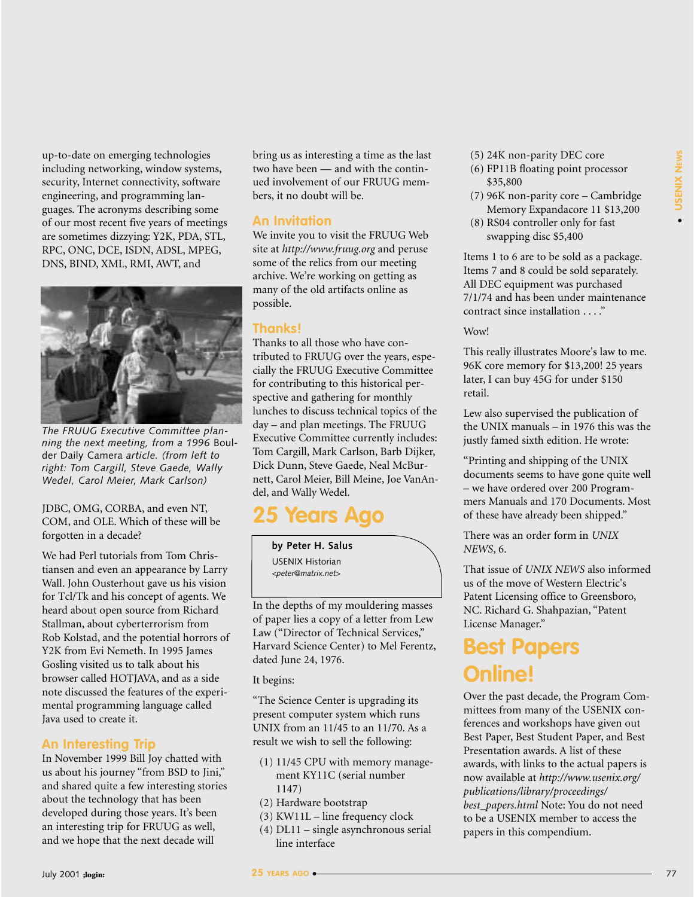up-to-date on emerging technologies including networking, window systems, security, Internet connectivity, software engineering, and programming languages. The acronyms describing some of our most recent five years of meetings are sometimes dizzying: Y2K, PDA, STL, RPC, ONC, DCE, ISDN, ADSL, MPEG, DNS, BIND, XML, RMI, AWT, and JDBC, OMG, CORBA, and even NT, COM, and OLE. Which of these will be forgotten in a decade?

*The FRUUG Executive Committee planning the next meeting, from a 1996* Boulder Daily Camera *article. (from left to right: Tom Cargill, Steve Gaede, Wally Wedel, Carol Meier, Mark Carlson)*

We had Perl tutorials from Tom Christiansen and even an appearance by Larry Wall. John Ousterhout gave us his vision for Tcl/Tk and his concept of agents. We heard about open source from Richard Stallman, about cyberterrorism from Rob Kolstad, and the potential horrors of Y2K from Evi Nemeth. In 1995 James Gosling visited us to talk about his browser called HOTJAVA, and as a side note discussed the features of the experimental programming language called Java used to create it.

## An Interesting Trip

In November 1999 Bill Joy chatted with us about his journey "from BSD to Jini," and shared quite a few interesting stories about the technology that has been developed during those years. It's been an interesting trip for FRUUG as well, and we hope that the next decade will bring us as interesting a time as the last two have been — and with the continued involvement of our FRUUG members, it no doubt will be.

## An Invitation

We invite you to visit the FRUUG Web site at *http://www.fruug.org* and peruse some of the relics from our meeting archive. We're working on getting as many of the old artifacts online as possible.

## Thanks!

Thanks to all those who have contributed to FRUUG over the years, especially the FRUUG Executive Committee for contributing to this historical perspective and gathering for monthly lunches to discuss technical topics of the day – and plan meetings. The FRUUG Executive Committee currently includes: Tom Cargill, Mark Carlson, Barb Dijker, Dick Dunn, Steve Gaede, Neal McBurnett, Carol Meier, Bill Meine, Joe VanAndel, and Wally Wedel.

# 25 Years Ago

**by Peter H. Salus**
USENIX Historian
*<peter@matrix.net>*

In the depths of my mouldering masses of paper lies a copy of a letter from Lew Law ("Director of Technical Services," Harvard Science Center) to Mel Ferentz, dated June 24, 1976.

It begins:

"The Science Center is upgrading its present computer system which runs UNIX from an 11/45 to an 11/70. As a result we wish to sell the following:

(1) 11/45 CPU with memory management KY11C (serial number 1147)
(2) Hardware bootstrap
(3) KW11L – line frequency clock
(4) DL11 – single asynchronous serial line interface
(5) 24K non-parity DEC core
(6) FP11B floating point processor $35,800
(7) 96K non-parity core – Cambridge Memory Expandacore 11 $13,200
(8) RS04 controller only for fast swapping disc $5,400

Items 1 to 6 are to be sold as a package. Items 7 and 8 could be sold separately. All DEC equipment was purchased 7/1/74 and has been under maintenance contract since installation . . . ."

Wow!

This really illustrates Moore's law to me. 96K core memory for $13,200! 25 years later, I can buy 45G for under $150 retail.

Lew also supervised the publication of the UNIX manuals – in 1976 this was the justly famed sixth edition. He wrote:

"Printing and shipping of the UNIX documents seems to have gone quite well – we have ordered over 200 Programmers Manuals and 170 Documents. Most of these have already been shipped."

There was an order form in *UNIX NEWS*, 6.

That issue of *UNIX NEWS* also informed us of the move of Western Electric's Patent Licensing office to Greensboro, NC. Richard G. Shahpazian, "Patent License Manager."

# Best Papers Online!

Over the past decade, the Program Committees from many of the USENIX conferences and workshops have given out Best Paper, Best Student Paper, and Best Presentation awards. A list of these awards, with links to the actual papers is now available at *http://www.usenix.org/publications/library/proceedings/best_papers.html* Note: You do not need to be a USENIX member to access the papers in this compendium.